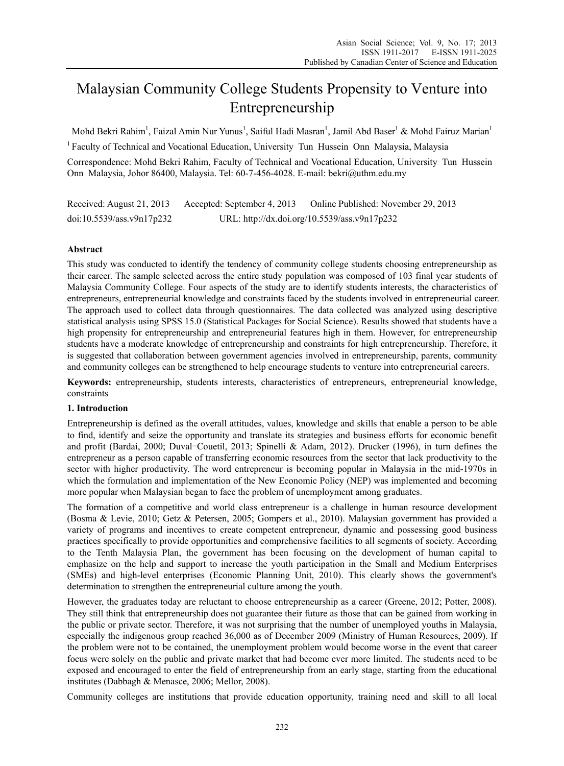# Malaysian Community College Students Propensity to Venture into Entrepreneurship

Mohd Bekri Rahim[1], Faizal Amin Nur Yunus[1], Saiful Hadi Masran[1], Jamil Abd Baser[1] & Mohd Fairuz Marian[1]

[1] Faculty of Technical and Vocational Education, University Tun Hussein Onn Malaysia, Malaysia

Correspondence: Mohd Bekri Rahim, Faculty of Technical and Vocational Education, University Tun Hussein Onn Malaysia, Johor 86400, Malaysia. Tel: 60-7-456-4028. E-mail: bekri@uthm.edu.my

Received: August 21, 2013 Accepted: September 4, 2013 Online Published: November 29, 2013

doi:10.5539/ass.v9n17p232 URL: http://dx.doi.org/10.5539/ass.v9n17p232

## Abstract

This study was conducted to identify the tendency of community college students choosing entrepreneurship as their career. The sample selected across the entire study population was composed of 103 final year students of Malaysia Community College. Four aspects of the study are to identify students interests, the characteristics of entrepreneurs, entrepreneurial knowledge and constraints faced by the students involved in entrepreneurial career. The approach used to collect data through questionnaires. The data collected was analyzed using descriptive statistical analysis using SPSS 15.0 (Statistical Packages for Social Science). Results showed that students have a high propensity for entrepreneurship and entrepreneurial features high in them. However, for entrepreneurship students have a moderate knowledge of entrepreneurship and constraints for high entrepreneurship. Therefore, it is suggested that collaboration between government agencies involved in entrepreneurship, parents, community and community colleges can be strengthened to help encourage students to venture into entrepreneurial careers.

**Keywords:** entrepreneurship, students interests, characteristics of entrepreneurs, entrepreneurial knowledge, constraints

## 1. Introduction

Entrepreneurship is defined as the overall attitudes, values, knowledge and skills that enable a person to be able to find, identify and seize the opportunity and translate its strategies and business efforts for economic benefit and profit (Bardai, 2000; Duval-Couetil, 2013; Spinelli & Adam, 2012). Drucker (1996), in turn defines the entrepreneur as a person capable of transferring economic resources from the sector that lack productivity to the sector with higher productivity. The word entrepreneur is becoming popular in Malaysia in the mid-1970s in which the formulation and implementation of the New Economic Policy (NEP) was implemented and becoming more popular when Malaysian began to face the problem of unemployment among graduates.

The formation of a competitive and world class entrepreneur is a challenge in human resource development (Bosma & Levie, 2010; Getz & Petersen, 2005; Gompers et al., 2010). Malaysian government has provided a variety of programs and incentives to create competent entrepreneur, dynamic and possessing good business practices specifically to provide opportunities and comprehensive facilities to all segments of society. According to the Tenth Malaysia Plan, the government has been focusing on the development of human capital to emphasize on the help and support to increase the youth participation in the Small and Medium Enterprises (SMEs) and high-level enterprises (Economic Planning Unit, 2010). This clearly shows the government's determination to strengthen the entrepreneurial culture among the youth.

However, the graduates today are reluctant to choose entrepreneurship as a career (Greene, 2012; Potter, 2008). They still think that entrepreneurship does not guarantee their future as those that can be gained from working in the public or private sector. Therefore, it was not surprising that the number of unemployed youths in Malaysia, especially the indigenous group reached 36,000 as of December 2009 (Ministry of Human Resources, 2009). If the problem were not to be contained, the unemployment problem would become worse in the event that career focus were solely on the public and private market that had become ever more limited. The students need to be exposed and encouraged to enter the field of entrepreneurship from an early stage, starting from the educational institutes (Dabbagh & Menasce, 2006; Mellor, 2008).

Community colleges are institutions that provide education opportunity, training need and skill to all local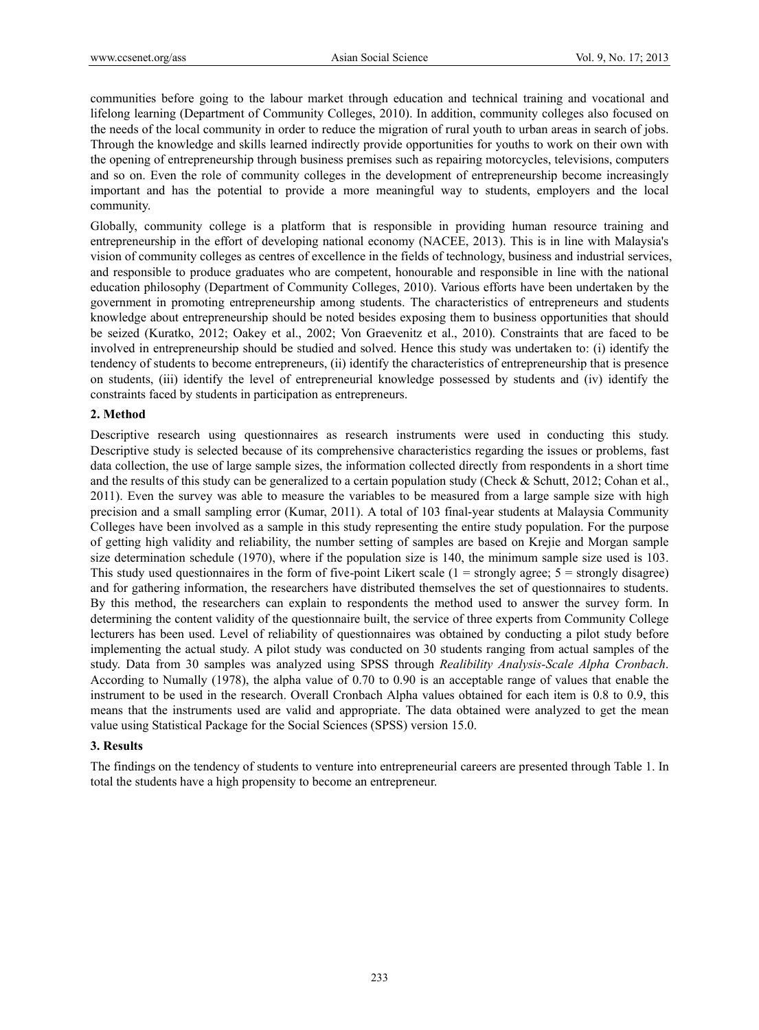communities before going to the labour market through education and technical training and vocational and lifelong learning (Department of Community Colleges, 2010). In addition, community colleges also focused on the needs of the local community in order to reduce the migration of rural youth to urban areas in search of jobs. Through the knowledge and skills learned indirectly provide opportunities for youths to work on their own with the opening of entrepreneurship through business premises such as repairing motorcycles, televisions, computers and so on. Even the role of community colleges in the development of entrepreneurship become increasingly important and has the potential to provide a more meaningful way to students, employers and the local community.

Globally, community college is a platform that is responsible in providing human resource training and entrepreneurship in the effort of developing national economy (NACEE, 2013). This is in line with Malaysia's vision of community colleges as centres of excellence in the fields of technology, business and industrial services, and responsible to produce graduates who are competent, honourable and responsible in line with the national education philosophy (Department of Community Colleges, 2010). Various efforts have been undertaken by the government in promoting entrepreneurship among students. The characteristics of entrepreneurs and students knowledge about entrepreneurship should be noted besides exposing them to business opportunities that should be seized (Kuratko, 2012; Oakey et al., 2002; Von Graevenitz et al., 2010). Constraints that are faced to be involved in entrepreneurship should be studied and solved. Hence this study was undertaken to: (i) identify the tendency of students to become entrepreneurs, (ii) identify the characteristics of entrepreneurship that is presence on students, (iii) identify the level of entrepreneurial knowledge possessed by students and (iv) identify the constraints faced by students in participation as entrepreneurs.

## 2. Method

Descriptive research using questionnaires as research instruments were used in conducting this study. Descriptive study is selected because of its comprehensive characteristics regarding the issues or problems, fast data collection, the use of large sample sizes, the information collected directly from respondents in a short time and the results of this study can be generalized to a certain population study (Check & Schutt, 2012; Cohan et al., 2011). Even the survey was able to measure the variables to be measured from a large sample size with high precision and a small sampling error (Kumar, 2011). A total of 103 final-year students at Malaysia Community Colleges have been involved as a sample in this study representing the entire study population. For the purpose of getting high validity and reliability, the number setting of samples are based on Krejie and Morgan sample size determination schedule (1970), where if the population size is 140, the minimum sample size used is 103. This study used questionnaires in the form of five-point Likert scale (1 = strongly agree; 5 = strongly disagree) and for gathering information, the researchers have distributed themselves the set of questionnaires to students. By this method, the researchers can explain to respondents the method used to answer the survey form. In determining the content validity of the questionnaire built, the service of three experts from Community College lecturers has been used. Level of reliability of questionnaires was obtained by conducting a pilot study before implementing the actual study. A pilot study was conducted on 30 students ranging from actual samples of the study. Data from 30 samples was analyzed using SPSS through *Realibility Analysis-Scale Alpha Cronbach*. According to Numally (1978), the alpha value of 0.70 to 0.90 is an acceptable range of values that enable the instrument to be used in the research. Overall Cronbach Alpha values obtained for each item is 0.8 to 0.9, this means that the instruments used are valid and appropriate. The data obtained were analyzed to get the mean value using Statistical Package for the Social Sciences (SPSS) version 15.0.

## 3. Results

The findings on the tendency of students to venture into entrepreneurial careers are presented through Table 1. In total the students have a high propensity to become an entrepreneur.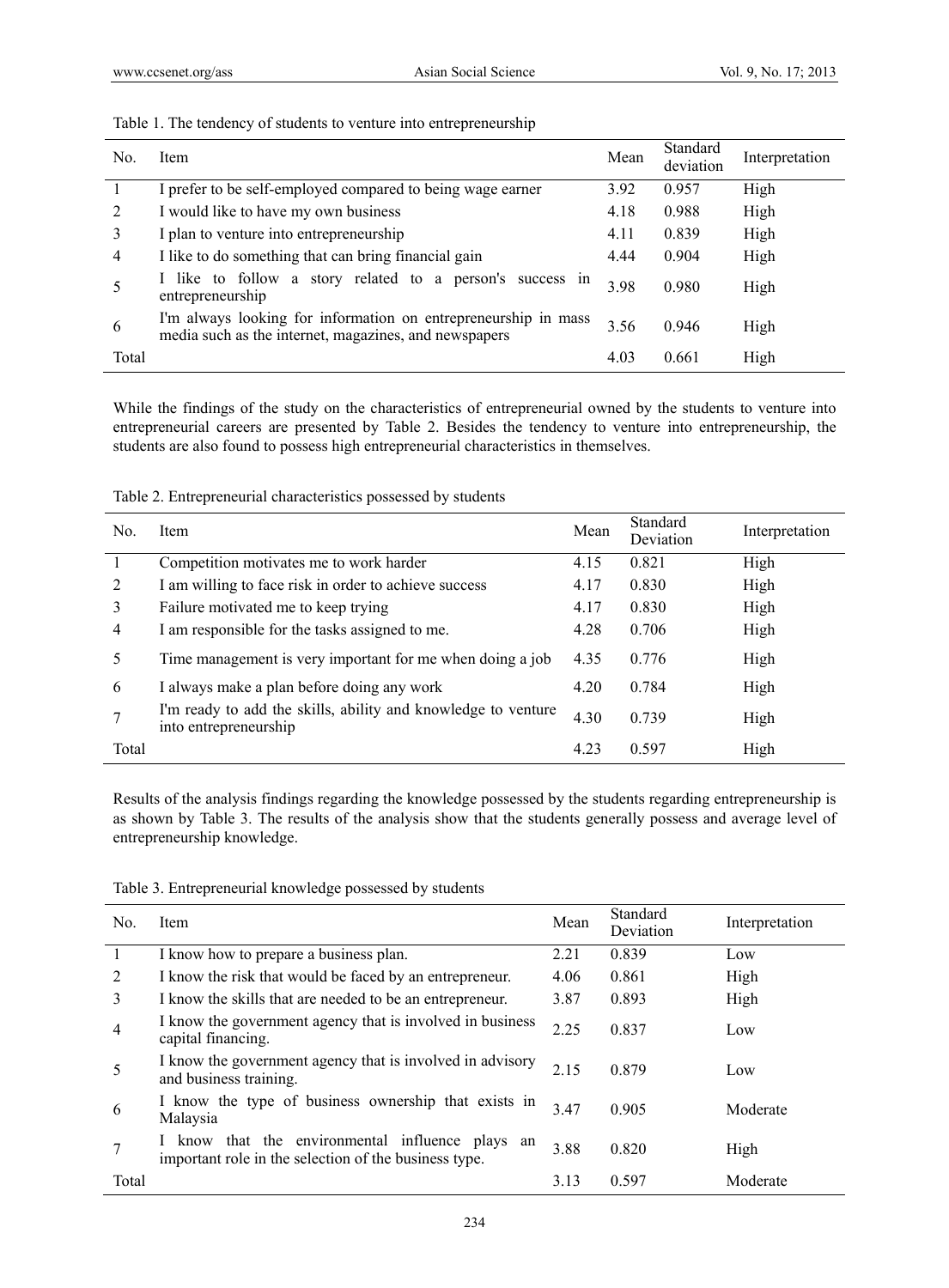Table 1. The tendency of students to venture into entrepreneurship

| No. | Item | Mean | Standard deviation | Interpretation |
|---|---|---|---|---|
| 1 | I prefer to be self-employed compared to being wage earner | 3.92 | 0.957 | High |
| 2 | I would like to have my own business | 4.18 | 0.988 | High |
| 3 | I plan to venture into entrepreneurship | 4.11 | 0.839 | High |
| 4 | I like to do something that can bring financial gain | 4.44 | 0.904 | High |
| 5 | I like to follow a story related to a person's success in entrepreneurship | 3.98 | 0.980 | High |
| 6 | I'm always looking for information on entrepreneurship in mass media such as the internet, magazines, and newspapers | 3.56 | 0.946 | High |
| Total | | 4.03 | 0.661 | High |

While the findings of the study on the characteristics of entrepreneurial owned by the students to venture into entrepreneurial careers are presented by Table 2. Besides the tendency to venture into entrepreneurship, the students are also found to possess high entrepreneurial characteristics in themselves.

Table 2. Entrepreneurial characteristics possessed by students

| No. | Item | Mean | Standard Deviation | Interpretation |
|---|---|---|---|---|
| 1 | Competition motivates me to work harder | 4.15 | 0.821 | High |
| 2 | I am willing to face risk in order to achieve success | 4.17 | 0.830 | High |
| 3 | Failure motivated me to keep trying | 4.17 | 0.830 | High |
| 4 | I am responsible for the tasks assigned to me. | 4.28 | 0.706 | High |
| 5 | Time management is very important for me when doing a job | 4.35 | 0.776 | High |
| 6 | I always make a plan before doing any work | 4.20 | 0.784 | High |
| 7 | I'm ready to add the skills, ability and knowledge to venture into entrepreneurship | 4.30 | 0.739 | High |
| Total | | 4.23 | 0.597 | High |

Results of the analysis findings regarding the knowledge possessed by the students regarding entrepreneurship is as shown by Table 3. The results of the analysis show that the students generally possess and average level of entrepreneurship knowledge.

Table 3. Entrepreneurial knowledge possessed by students

| No. | Item | Mean | Standard Deviation | Interpretation |
|---|---|---|---|---|
| 1 | I know how to prepare a business plan. | 2.21 | 0.839 | Low |
| 2 | I know the risk that would be faced by an entrepreneur. | 4.06 | 0.861 | High |
| 3 | I know the skills that are needed to be an entrepreneur. | 3.87 | 0.893 | High |
| 4 | I know the government agency that is involved in business capital financing. | 2.25 | 0.837 | Low |
| 5 | I know the government agency that is involved in advisory and business training. | 2.15 | 0.879 | Low |
| 6 | I know the type of business ownership that exists in Malaysia | 3.47 | 0.905 | Moderate |
| 7 | I know that the environmental influence plays an important role in the selection of the business type. | 3.88 | 0.820 | High |
| Total | | 3.13 | 0.597 | Moderate |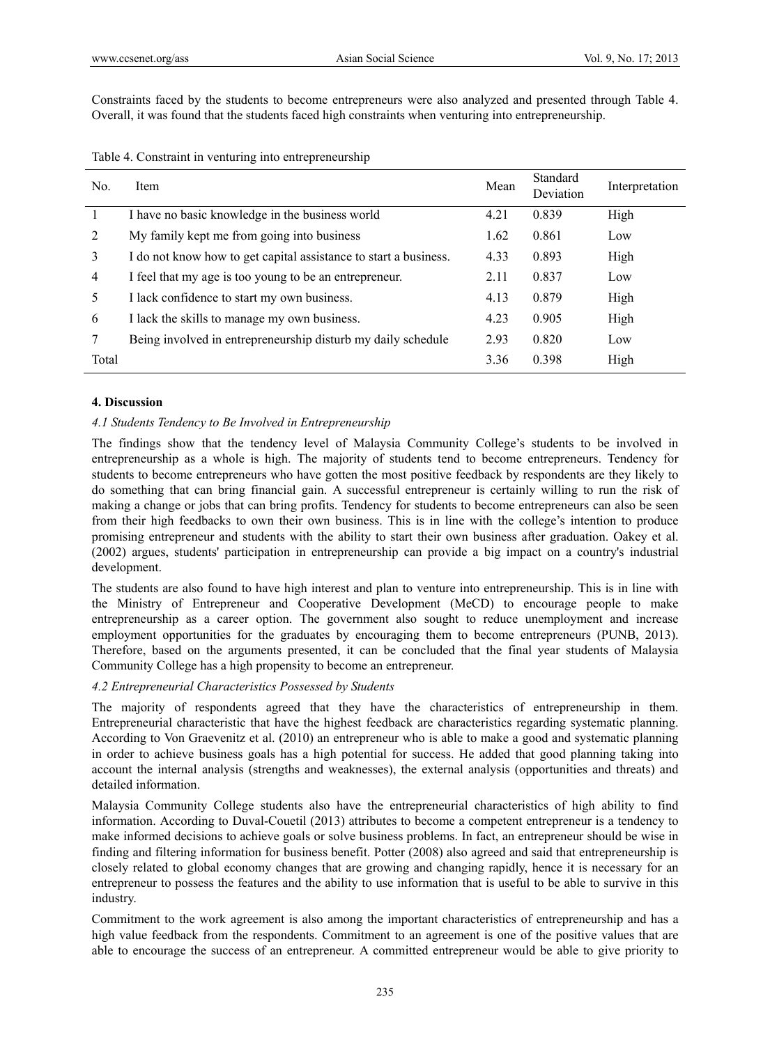Constraints faced by the students to become entrepreneurs were also analyzed and presented through Table 4. Overall, it was found that the students faced high constraints when venturing into entrepreneurship.

Table 4. Constraint in venturing into entrepreneurship

| No. | Item | Mean | Standard Deviation | Interpretation |
|---|---|---|---|---|
| 1 | I have no basic knowledge in the business world | 4.21 | 0.839 | High |
| 2 | My family kept me from going into business | 1.62 | 0.861 | Low |
| 3 | I do not know how to get capital assistance to start a business. | 4.33 | 0.893 | High |
| 4 | I feel that my age is too young to be an entrepreneur. | 2.11 | 0.837 | Low |
| 5 | I lack confidence to start my own business. | 4.13 | 0.879 | High |
| 6 | I lack the skills to manage my own business. | 4.23 | 0.905 | High |
| 7 | Being involved in entrepreneurship disturb my daily schedule | 2.93 | 0.820 | Low |
| Total | | 3.36 | 0.398 | High |

## 4. Discussion

### *4.1 Students Tendency to Be Involved in Entrepreneurship*

The findings show that the tendency level of Malaysia Community College's students to be involved in entrepreneurship as a whole is high. The majority of students tend to become entrepreneurs. Tendency for students to become entrepreneurs who have gotten the most positive feedback by respondents are they likely to do something that can bring financial gain. A successful entrepreneur is certainly willing to run the risk of making a change or jobs that can bring profits. Tendency for students to become entrepreneurs can also be seen from their high feedbacks to own their own business. This is in line with the college's intention to produce promising entrepreneur and students with the ability to start their own business after graduation. Oakey et al. (2002) argues, students' participation in entrepreneurship can provide a big impact on a country's industrial development.

The students are also found to have high interest and plan to venture into entrepreneurship. This is in line with the Ministry of Entrepreneur and Cooperative Development (MeCD) to encourage people to make entrepreneurship as a career option. The government also sought to reduce unemployment and increase employment opportunities for the graduates by encouraging them to become entrepreneurs (PUNB, 2013). Therefore, based on the arguments presented, it can be concluded that the final year students of Malaysia Community College has a high propensity to become an entrepreneur.

### *4.2 Entrepreneurial Characteristics Possessed by Students*

The majority of respondents agreed that they have the characteristics of entrepreneurship in them. Entrepreneurial characteristic that have the highest feedback are characteristics regarding systematic planning. According to Von Graevenitz et al. (2010) an entrepreneur who is able to make a good and systematic planning in order to achieve business goals has a high potential for success. He added that good planning taking into account the internal analysis (strengths and weaknesses), the external analysis (opportunities and threats) and detailed information.

Malaysia Community College students also have the entrepreneurial characteristics of high ability to find information. According to Duval-Couetil (2013) attributes to become a competent entrepreneur is a tendency to make informed decisions to achieve goals or solve business problems. In fact, an entrepreneur should be wise in finding and filtering information for business benefit. Potter (2008) also agreed and said that entrepreneurship is closely related to global economy changes that are growing and changing rapidly, hence it is necessary for an entrepreneur to possess the features and the ability to use information that is useful to be able to survive in this industry.

Commitment to the work agreement is also among the important characteristics of entrepreneurship and has a high value feedback from the respondents. Commitment to an agreement is one of the positive values that are able to encourage the success of an entrepreneur. A committed entrepreneur would be able to give priority to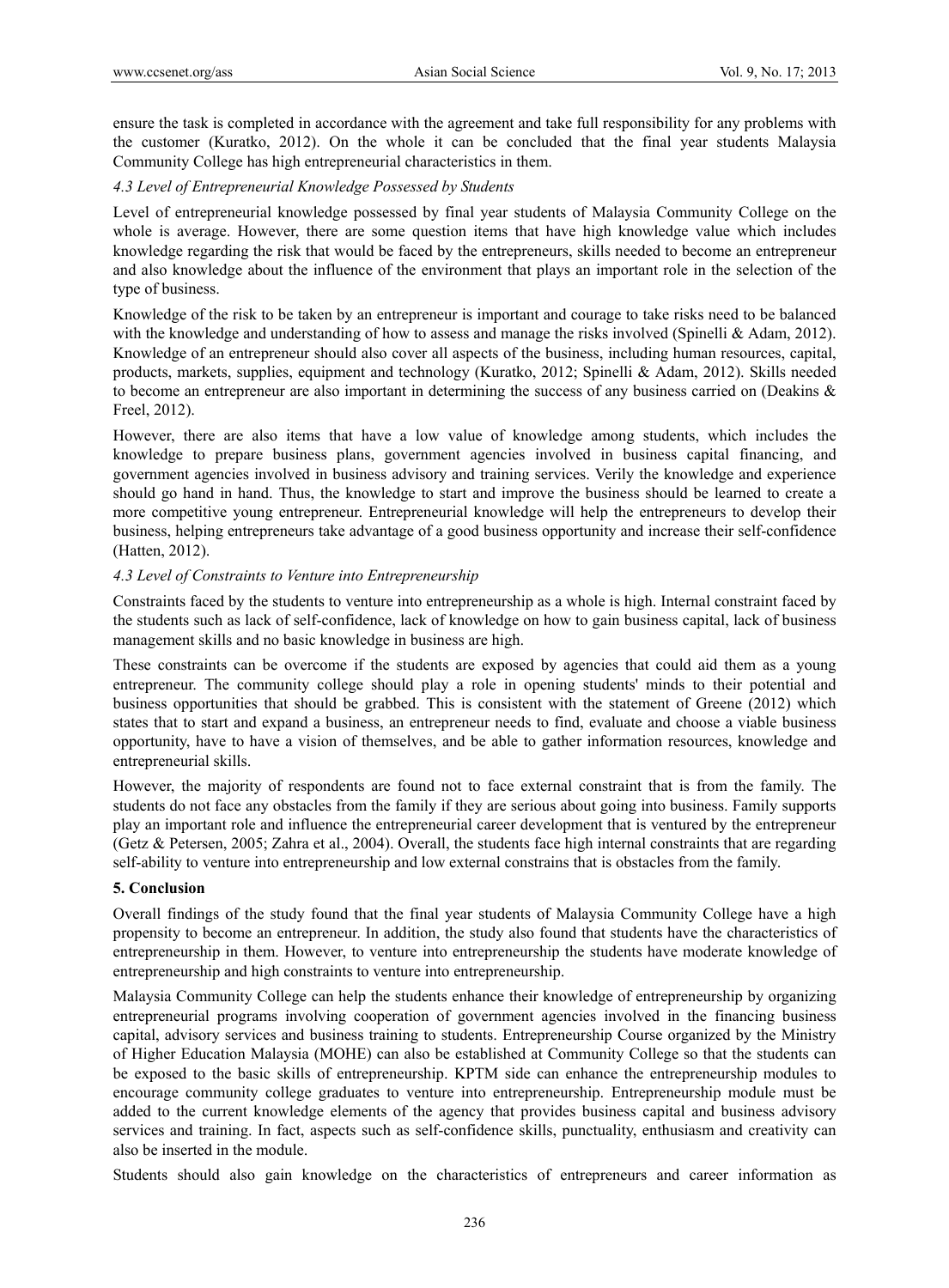ensure the task is completed in accordance with the agreement and take full responsibility for any problems with the customer (Kuratko, 2012). On the whole it can be concluded that the final year students Malaysia Community College has high entrepreneurial characteristics in them.

### *4.3 Level of Entrepreneurial Knowledge Possessed by Students*

Level of entrepreneurial knowledge possessed by final year students of Malaysia Community College on the whole is average. However, there are some question items that have high knowledge value which includes knowledge regarding the risk that would be faced by the entrepreneurs, skills needed to become an entrepreneur and also knowledge about the influence of the environment that plays an important role in the selection of the type of business.

Knowledge of the risk to be taken by an entrepreneur is important and courage to take risks need to be balanced with the knowledge and understanding of how to assess and manage the risks involved (Spinelli & Adam, 2012). Knowledge of an entrepreneur should also cover all aspects of the business, including human resources, capital, products, markets, supplies, equipment and technology (Kuratko, 2012; Spinelli & Adam, 2012). Skills needed to become an entrepreneur are also important in determining the success of any business carried on (Deakins & Freel, 2012).

However, there are also items that have a low value of knowledge among students, which includes the knowledge to prepare business plans, government agencies involved in business capital financing, and government agencies involved in business advisory and training services. Verily the knowledge and experience should go hand in hand. Thus, the knowledge to start and improve the business should be learned to create a more competitive young entrepreneur. Entrepreneurial knowledge will help the entrepreneurs to develop their business, helping entrepreneurs take advantage of a good business opportunity and increase their self-confidence (Hatten, 2012).

### *4.3 Level of Constraints to Venture into Entrepreneurship*

Constraints faced by the students to venture into entrepreneurship as a whole is high. Internal constraint faced by the students such as lack of self-confidence, lack of knowledge on how to gain business capital, lack of business management skills and no basic knowledge in business are high.

These constraints can be overcome if the students are exposed by agencies that could aid them as a young entrepreneur. The community college should play a role in opening students' minds to their potential and business opportunities that should be grabbed. This is consistent with the statement of Greene (2012) which states that to start and expand a business, an entrepreneur needs to find, evaluate and choose a viable business opportunity, have to have a vision of themselves, and be able to gather information resources, knowledge and entrepreneurial skills.

However, the majority of respondents are found not to face external constraint that is from the family. The students do not face any obstacles from the family if they are serious about going into business. Family supports play an important role and influence the entrepreneurial career development that is ventured by the entrepreneur (Getz & Petersen, 2005; Zahra et al., 2004). Overall, the students face high internal constraints that are regarding self-ability to venture into entrepreneurship and low external constrains that is obstacles from the family.

## 5. Conclusion

Overall findings of the study found that the final year students of Malaysia Community College have a high propensity to become an entrepreneur. In addition, the study also found that students have the characteristics of entrepreneurship in them. However, to venture into entrepreneurship the students have moderate knowledge of entrepreneurship and high constraints to venture into entrepreneurship.

Malaysia Community College can help the students enhance their knowledge of entrepreneurship by organizing entrepreneurial programs involving cooperation of government agencies involved in the financing business capital, advisory services and business training to students. Entrepreneurship Course organized by the Ministry of Higher Education Malaysia (MOHE) can also be established at Community College so that the students can be exposed to the basic skills of entrepreneurship. KPTM side can enhance the entrepreneurship modules to encourage community college graduates to venture into entrepreneurship. Entrepreneurship module must be added to the current knowledge elements of the agency that provides business capital and business advisory services and training. In fact, aspects such as self-confidence skills, punctuality, enthusiasm and creativity can also be inserted in the module.

Students should also gain knowledge on the characteristics of entrepreneurs and career information as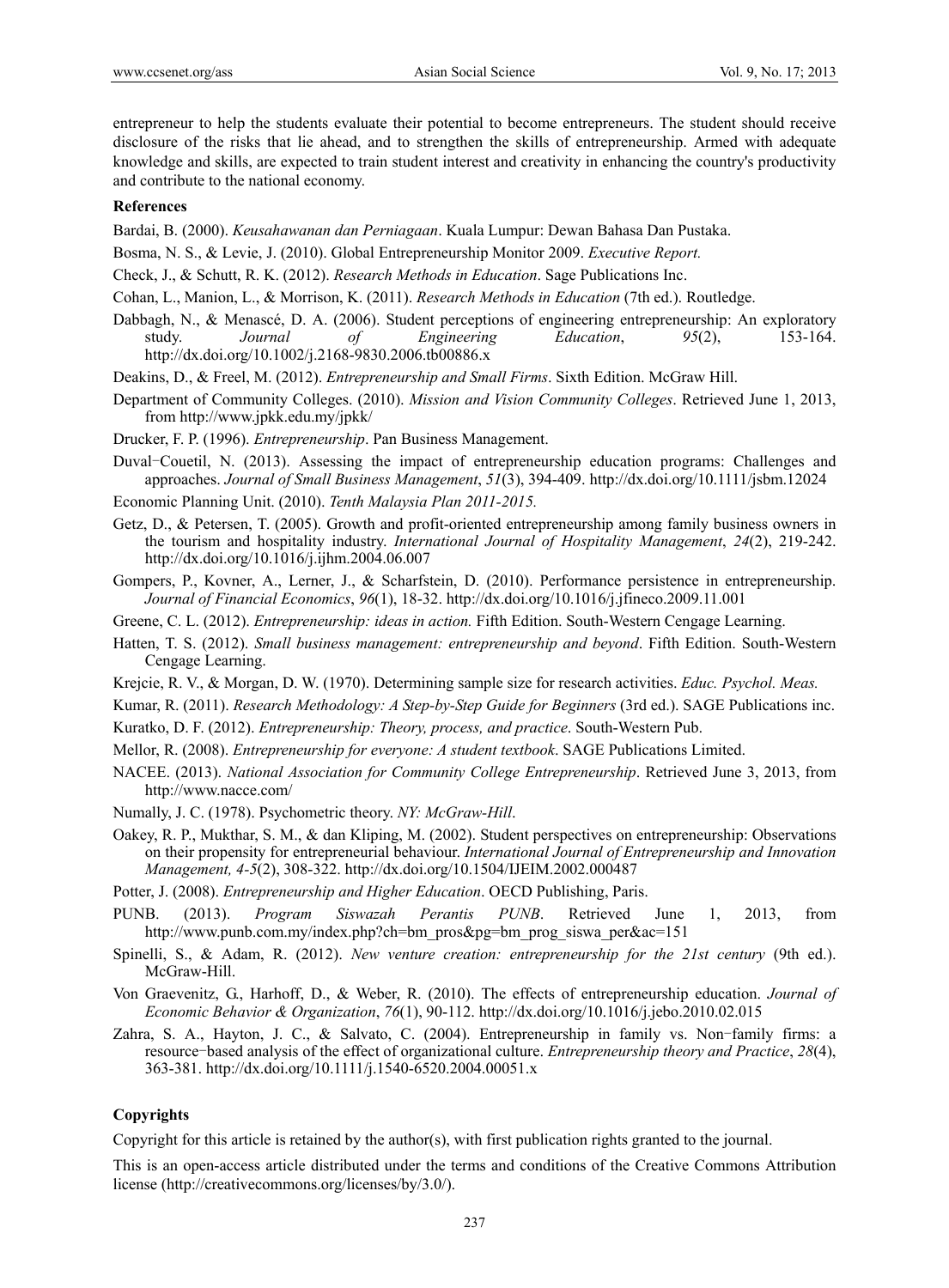entrepreneur to help the students evaluate their potential to become entrepreneurs. The student should receive disclosure of the risks that lie ahead, and to strengthen the skills of entrepreneurship. Armed with adequate knowledge and skills, are expected to train student interest and creativity in enhancing the country's productivity and contribute to the national economy.

**References**

Bardai, B. (2000). *Keusahawanan dan Perniagaan*. Kuala Lumpur: Dewan Bahasa Dan Pustaka.

Bosma, N. S., & Levie, J. (2010). Global Entrepreneurship Monitor 2009. *Executive Report.*

Check, J., & Schutt, R. K. (2012). *Research Methods in Education*. Sage Publications Inc.

Cohan, L., Manion, L., & Morrison, K. (2011). *Research Methods in Education* (7th ed.). Routledge.

Dabbagh, N., & Menascé, D. A. (2006). Student perceptions of engineering entrepreneurship: An exploratory study. *Journal of Engineering Education*, *95*(2), 153-164. http://dx.doi.org/10.1002/j.2168-9830.2006.tb00886.x

Deakins, D., & Freel, M. (2012). *Entrepreneurship and Small Firms*. Sixth Edition. McGraw Hill.

Department of Community Colleges. (2010). *Mission and Vision Community Colleges*. Retrieved June 1, 2013, from http://www.jpkk.edu.my/jpkk/

Drucker, F. P. (1996). *Entrepreneurship*. Pan Business Management.

Duval‐Couetil, N. (2013). Assessing the impact of entrepreneurship education programs: Challenges and approaches. *Journal of Small Business Management*, *51*(3), 394-409. http://dx.doi.org/10.1111/jsbm.12024

Economic Planning Unit. (2010). *Tenth Malaysia Plan 2011-2015.*

Getz, D., & Petersen, T. (2005). Growth and profit-oriented entrepreneurship among family business owners in the tourism and hospitality industry. *International Journal of Hospitality Management*, *24*(2), 219-242. http://dx.doi.org/10.1016/j.ijhm.2004.06.007

Gompers, P., Kovner, A., Lerner, J., & Scharfstein, D. (2010). Performance persistence in entrepreneurship. *Journal of Financial Economics*, *96*(1), 18-32. http://dx.doi.org/10.1016/j.jfineco.2009.11.001

Greene, C. L. (2012). *Entrepreneurship: ideas in action.* Fifth Edition. South-Western Cengage Learning.

Hatten, T. S. (2012). *Small business management: entrepreneurship and beyond*. Fifth Edition. South-Western Cengage Learning.

Krejcie, R. V., & Morgan, D. W. (1970). Determining sample size for research activities. *Educ. Psychol. Meas.*

Kumar, R. (2011). *Research Methodology: A Step-by-Step Guide for Beginners* (3rd ed.). SAGE Publications inc.

Kuratko, D. F. (2012). *Entrepreneurship: Theory, process, and practice*. South-Western Pub.

Mellor, R. (2008). *Entrepreneurship for everyone: A student textbook*. SAGE Publications Limited.

NACEE. (2013). *National Association for Community College Entrepreneurship*. Retrieved June 3, 2013, from http://www.nacce.com/

Numally, J. C. (1978). Psychometric theory. *NY: McGraw-Hill*.

Oakey, R. P., Mukthar, S. M., & dan Kliping, M. (2002). Student perspectives on entrepreneurship: Observations on their propensity for entrepreneurial behaviour. *International Journal of Entrepreneurship and Innovation Management, 4-5*(2), 308-322. http://dx.doi.org/10.1504/IJEIM.2002.000487

Potter, J. (2008). *Entrepreneurship and Higher Education*. OECD Publishing, Paris.

PUNB. (2013). *Program Siswazah Perantis PUNB*. Retrieved June 1, 2013, from http://www.punb.com.my/index.php?ch=bm_pros&pg=bm_prog_siswa_per&ac=151

Spinelli, S., & Adam, R. (2012). *New venture creation: entrepreneurship for the 21st century* (9th ed.). McGraw-Hill.

Von Graevenitz, G., Harhoff, D., & Weber, R. (2010). The effects of entrepreneurship education. *Journal of Economic Behavior & Organization*, *76*(1), 90-112. http://dx.doi.org/10.1016/j.jebo.2010.02.015

Zahra, S. A., Hayton, J. C., & Salvato, C. (2004). Entrepreneurship in family vs. Non‐family firms: a resource‐based analysis of the effect of organizational culture. *Entrepreneurship theory and Practice*, *28*(4), 363-381. http://dx.doi.org/10.1111/j.1540-6520.2004.00051.x

**Copyrights**

Copyright for this article is retained by the author(s), with first publication rights granted to the journal.

This is an open-access article distributed under the terms and conditions of the Creative Commons Attribution license (http://creativecommons.org/licenses/by/3.0/).